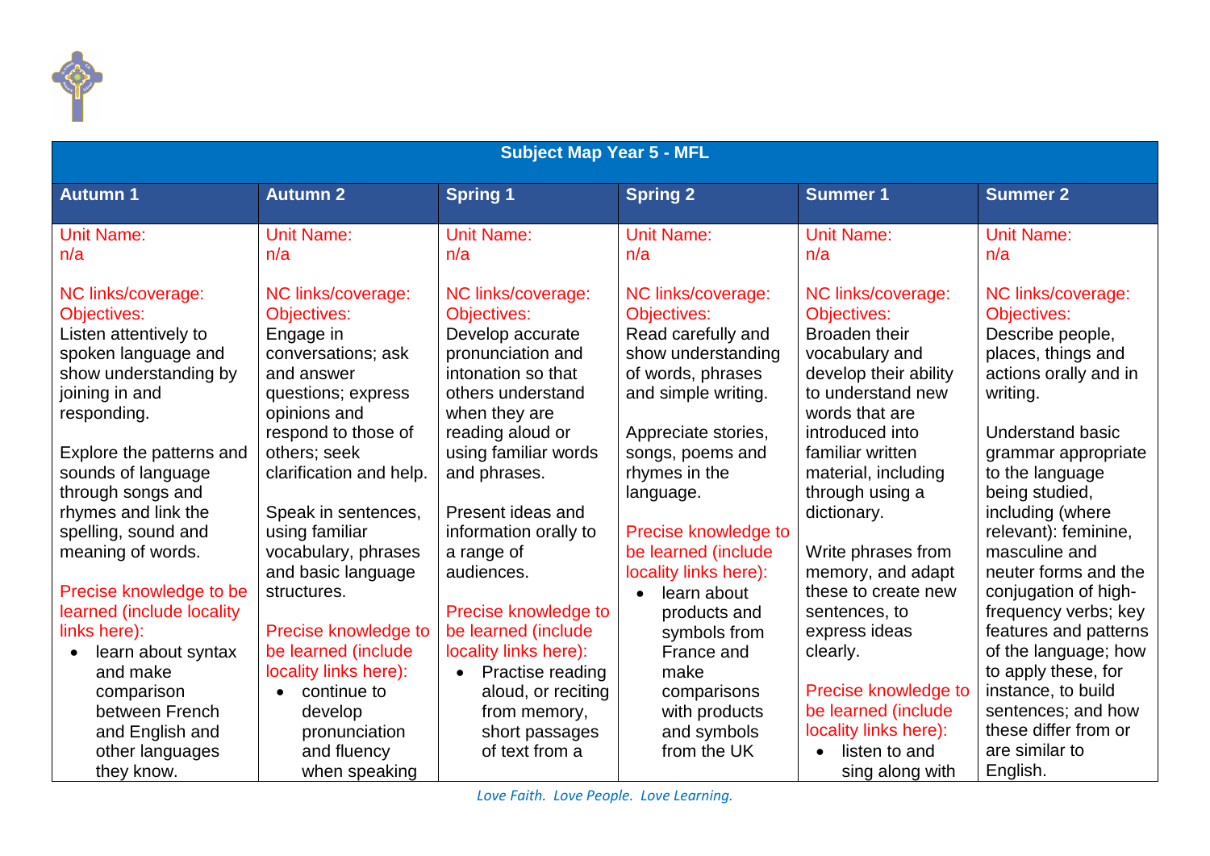| Subject Map Year 5 - MFL | | | | | |
|---|---|---|---|---|---|
| **Autumn 1** | **Autumn 2** | **Spring 1** | **Spring 2** | **Summer 1** | **Summer 2** |
| Unit Name:<br>n/a<br><br>NC links/coverage:<br>Objectives:<br>Listen attentively to spoken language and show understanding by joining in and responding.<br><br>Explore the patterns and sounds of language through songs and rhymes and link the spelling, sound and meaning of words.<br><br>Precise knowledge to be learned (include locality links here):<br>• learn about syntax and make comparison between French and English and other languages they know. | Unit Name:<br>n/a<br><br>NC links/coverage:<br>Objectives:<br>Engage in conversations; ask and answer questions; express opinions and respond to those of others; seek clarification and help.<br><br>Speak in sentences, using familiar vocabulary, phrases and basic language structures.<br><br>Precise knowledge to be learned (include locality links here):<br>• continue to develop pronunciation and fluency when speaking | Unit Name:<br>n/a<br><br>NC links/coverage:<br>Objectives:<br>Develop accurate pronunciation and intonation so that others understand when they are reading aloud or using familiar words and phrases.<br><br>Present ideas and information orally to a range of audiences.<br><br>Precise knowledge to be learned (include locality links here):<br>• Practise reading aloud, or reciting from memory, short passages of text from a | Unit Name:<br>n/a<br><br>NC links/coverage:<br>Objectives:<br>Read carefully and show understanding of words, phrases and simple writing.<br><br>Appreciate stories, songs, poems and rhymes in the language.<br><br>Precise knowledge to be learned (include locality links here):<br>• learn about products and symbols from France and make comparisons with products and symbols from the UK | Unit Name:<br>n/a<br><br>NC links/coverage:<br>Objectives:<br>Broaden their vocabulary and develop their ability to understand new words that are introduced into familiar written material, including through using a dictionary.<br><br>Write phrases from memory, and adapt these to create new sentences, to express ideas clearly.<br><br>Precise knowledge to be learned (include locality links here):<br>• listen to and sing along with | Unit Name:<br>n/a<br><br>NC links/coverage:<br>Objectives:<br>Describe people, places, things and actions orally and in writing.<br><br>Understand basic grammar appropriate to the language being studied, including (where relevant): feminine, masculine and neuter forms and the conjugation of high-frequency verbs; key features and patterns of the language; how to apply these, for instance, to build sentences; and how these differ from or are similar to English. |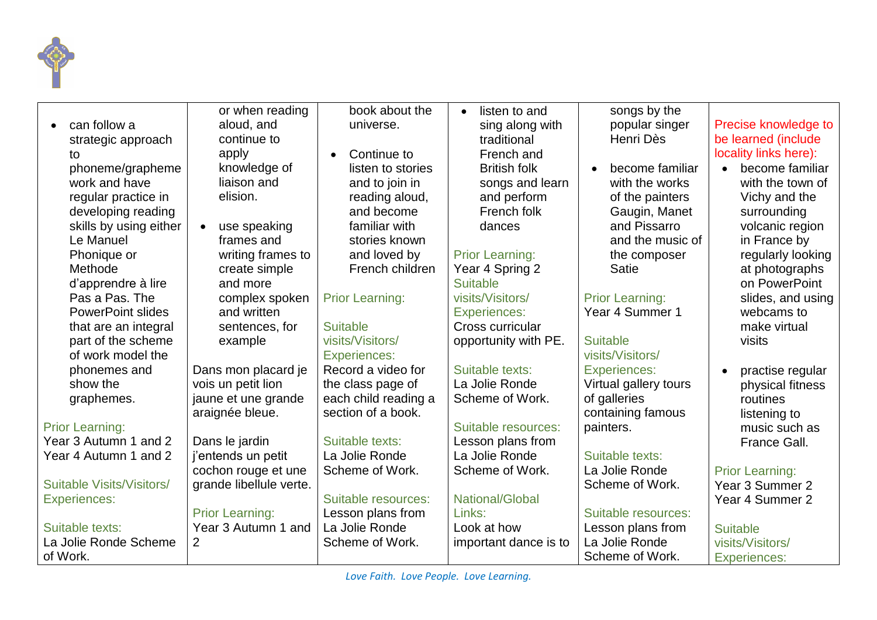| | | | | | |
|---|---|---|---|---|---|
| • can follow a strategic approach to phoneme/grapheme work and have regular practice in developing reading skills by using either Le Manuel Phonique or Methode d'apprendre à lire Pas a Pas. The PowerPoint slides that are an integral part of the scheme of work model the phonemes and show the graphemes.<br><br>Prior Learning:<br>Year 3 Autumn 1 and 2<br>Year 4 Autumn 1 and 2<br><br>Suitable Visits/Visitors/ Experiences:<br><br>Suitable texts:<br>La Jolie Ronde Scheme of Work. | or when reading aloud, and continue to apply knowledge of liaison and elision.<br><br>• use speaking frames and writing frames to create simple and more complex spoken and written sentences, for example<br><br>Dans mon placard je vois un petit lion jaune et une grande araignée bleue.<br><br>Dans le jardin j'entends un petit cochon rouge et une grande libellule verte.<br><br>Prior Learning:<br>Year 3 Autumn 1 and 2 | book about the universe.<br><br>• Continue to listen to stories and to join in reading aloud, and become familiar with stories known and loved by French children<br><br>Prior Learning:<br><br>Suitable visits/Visitors/ Experiences:<br>Record a video for the class page of each child reading a section of a book.<br><br>Suitable texts:<br>La Jolie Ronde Scheme of Work.<br><br>Suitable resources:<br>Lesson plans from La Jolie Ronde Scheme of Work. | • listen to and sing along with traditional French and British folk songs and learn and perform French folk dances<br><br>Prior Learning:<br>Year 4 Spring 2<br>Suitable visits/Visitors/ Experiences:<br>Cross curricular opportunity with PE.<br><br>Suitable texts:<br>La Jolie Ronde Scheme of Work.<br><br>Suitable resources:<br>Lesson plans from La Jolie Ronde Scheme of Work.<br><br>National/Global Links:<br>Look at how important dance is to | songs by the popular singer Henri Dès<br><br>• become familiar with the works of the painters Gaugin, Manet and Pissarro and the music of the composer Satie<br><br>Prior Learning:<br>Year 4 Summer 1<br><br>Suitable visits/Visitors/ Experiences:<br>Virtual gallery tours of galleries containing famous painters.<br><br>Suitable texts:<br>La Jolie Ronde Scheme of Work.<br><br>Suitable resources:<br>Lesson plans from La Jolie Ronde Scheme of Work. | Precise knowledge to be learned (include locality links here):<br>• become familiar with the town of Vichy and the surrounding volcanic region in France by regularly looking at photographs on PowerPoint slides, and using webcams to make virtual visits<br><br>• practise regular physical fitness routines listening to music such as France Gall.<br><br>Prior Learning:<br>Year 3 Summer 2<br>Year 4 Summer 2<br><br>Suitable visits/Visitors/ Experiences: |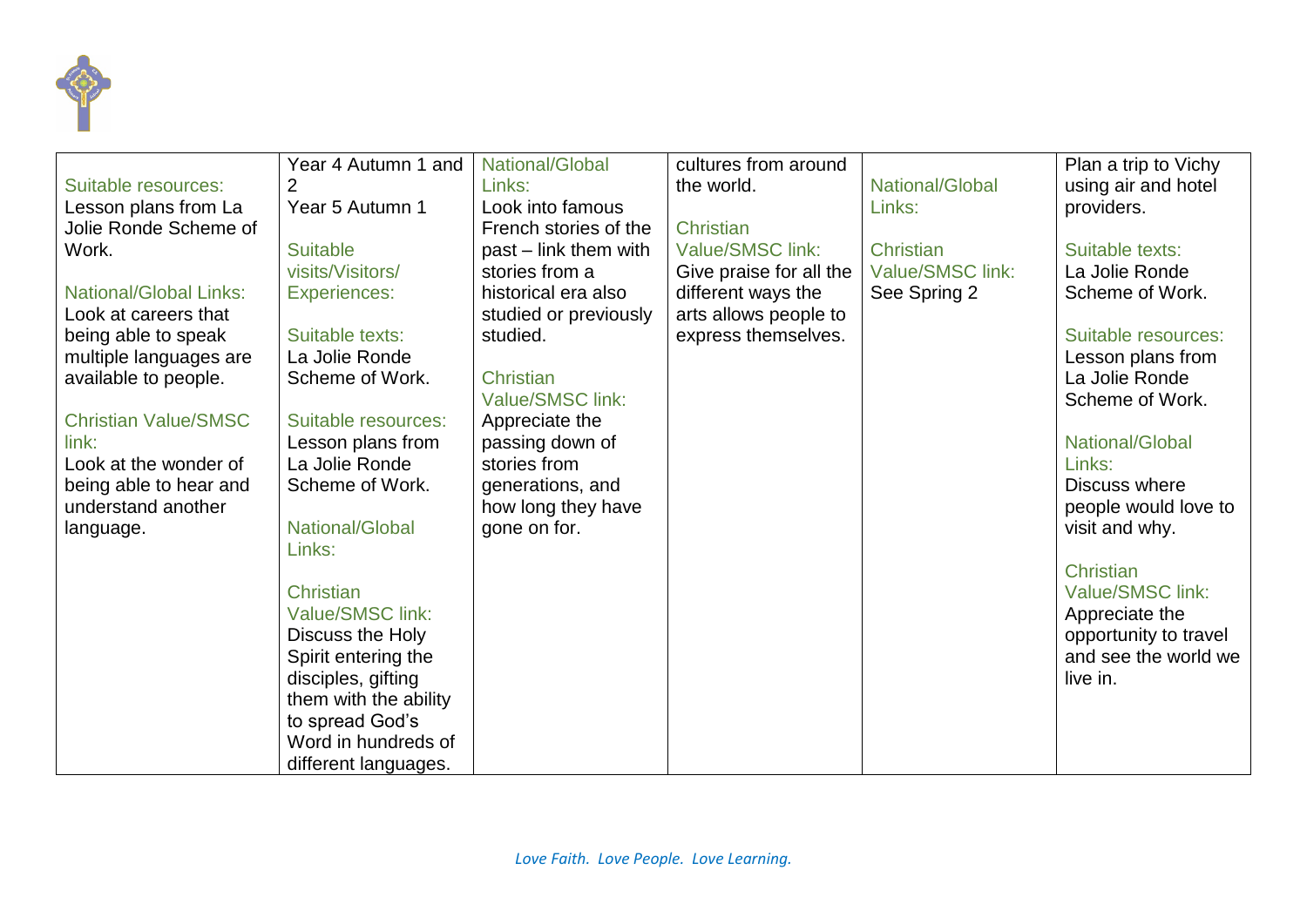| | | | | | |
|---|---|---|---|---|---|
| Suitable resources:<br>Lesson plans from La Jolie Ronde Scheme of Work.<br><br>National/Global Links:<br>Look at careers that being able to speak multiple languages are available to people.<br><br>Christian Value/SMSC link:<br>Look at the wonder of being able to hear and understand another language. | Year 4 Autumn 1 and 2<br>Year 5 Autumn 1<br><br>Suitable visits/Visitors/ Experiences:<br><br>Suitable texts:<br>La Jolie Ronde Scheme of Work.<br><br>Suitable resources:<br>Lesson plans from La Jolie Ronde Scheme of Work.<br><br>National/Global Links:<br><br>Christian Value/SMSC link:<br>Discuss the Holy Spirit entering the disciples, gifting them with the ability to spread God's Word in hundreds of different languages. | National/Global Links:<br>Look into famous French stories of the past – link them with stories from a historical era also studied or previously studied.<br><br>Christian Value/SMSC link:<br>Appreciate the passing down of stories from generations, and how long they have gone on for. | cultures from around the world.<br><br>Christian Value/SMSC link:<br>Give praise for all the different ways the arts allows people to express themselves. | National/Global Links:<br><br>Christian Value/SMSC link:<br>See Spring 2 | Plan a trip to Vichy using air and hotel providers.<br><br>Suitable texts:<br>La Jolie Ronde Scheme of Work.<br><br>Suitable resources:<br>Lesson plans from La Jolie Ronde Scheme of Work.<br><br>National/Global Links:<br>Discuss where people would love to visit and why.<br><br>Christian Value/SMSC link:<br>Appreciate the opportunity to travel and see the world we live in. |

*Love Faith. Love People. Love Learning.*